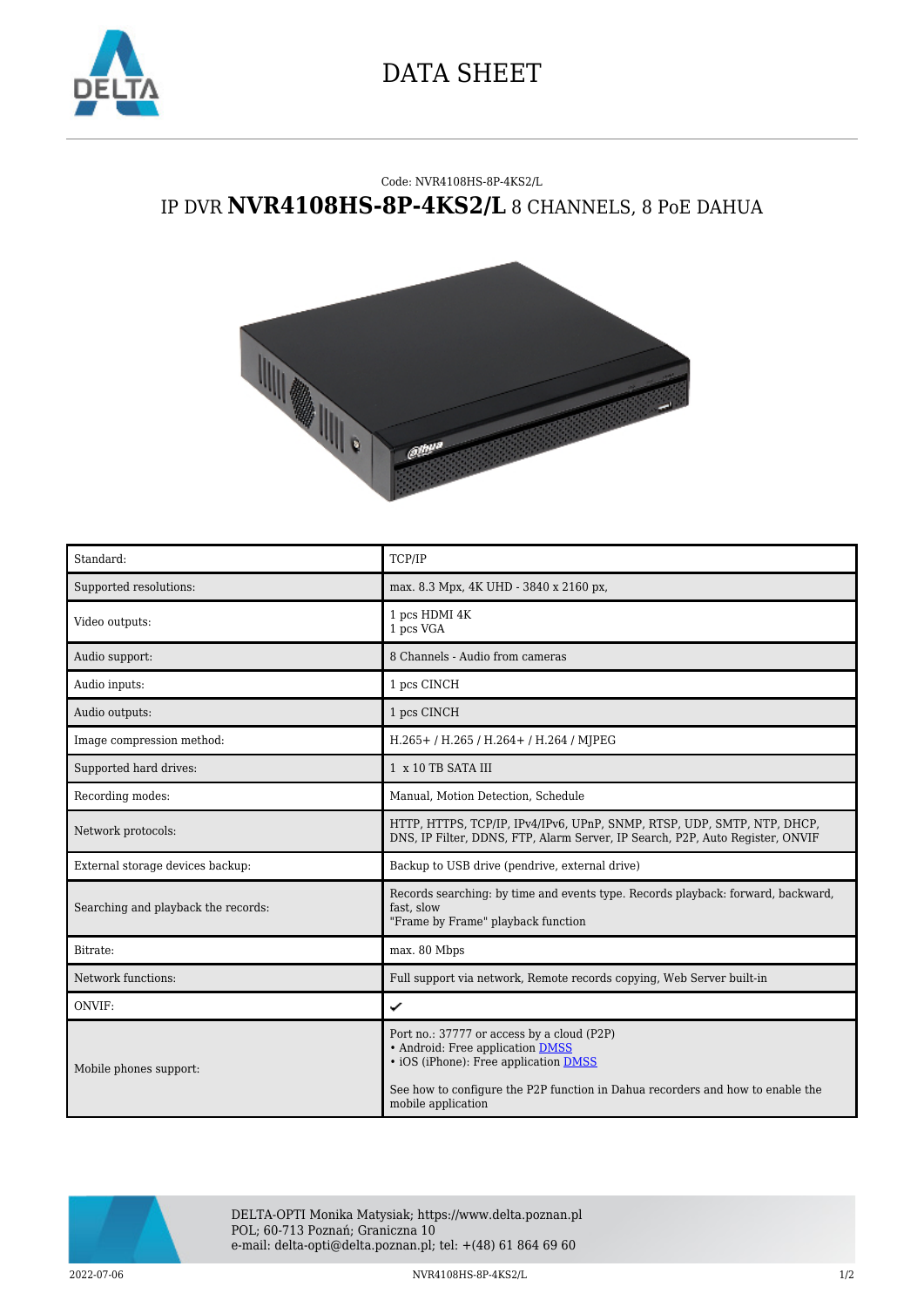# DATA SHEET

Code: NVR4108HS-8P-4KS2/L

## IP DVR **NVR4108HS-8P-4KS2/L** 8 CHANNELS, 8 PoE DAHUA

| Standard: | TCP/IP |
|---|---|
| Supported resolutions: | max. 8.3 Mpx, 4K UHD - 3840 x 2160 px, |
| Video outputs: | 1 pcs HDMI 4K<br>1 pcs VGA |
| Audio support: | 8 Channels - Audio from cameras |
| Audio inputs: | 1 pcs CINCH |
| Audio outputs: | 1 pcs CINCH |
| Image compression method: | H.265+ / H.265 / H.264+ / H.264 / MJPEG |
| Supported hard drives: | 1 x 10 TB SATA III |
| Recording modes: | Manual, Motion Detection, Schedule |
| Network protocols: | HTTP, HTTPS, TCP/IP, IPv4/IPv6, UPnP, SNMP, RTSP, UDP, SMTP, NTP, DHCP, DNS, IP Filter, DDNS, FTP, Alarm Server, IP Search, P2P, Auto Register, ONVIF |
| External storage devices backup: | Backup to USB drive (pendrive, external drive) |
| Searching and playback the records: | Records searching: by time and events type. Records playback: forward, backward, fast, slow<br>"Frame by Frame" playback function |
| Bitrate: | max. 80 Mbps |
| Network functions: | Full support via network, Remote records copying, Web Server built-in |
| ONVIF: | ✔ |
| Mobile phones support: | Port no.: 37777 or access by a cloud (P2P)<br>• Android: Free application DMSS<br>• iOS (iPhone): Free application DMSS<br><br>See how to configure the P2P function in Dahua recorders and how to enable the mobile application |

DELTA-OPTI Monika Matysiak; https://www.delta.poznan.pl
POL; 60-713 Poznań; Graniczna 10
e-mail: delta-opti@delta.poznan.pl; tel: +(48) 61 864 69 60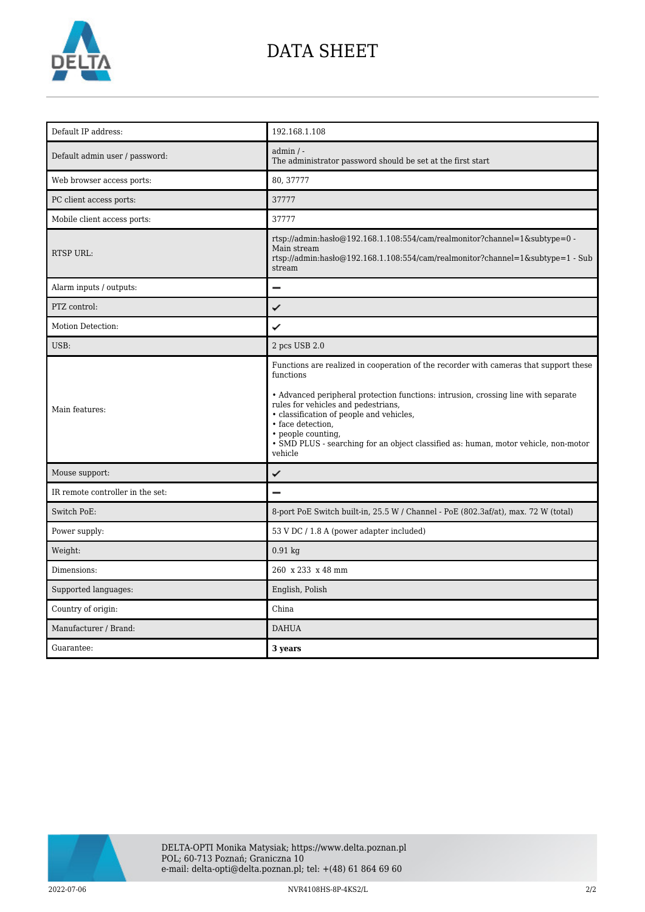# DATA SHEET

| | |
|---|---|
| Default IP address: | 192.168.1.108 |
| Default admin user / password: | admin / -<br>The administrator password should be set at the first start |
| Web browser access ports: | 80, 37777 |
| PC client access ports: | 37777 |
| Mobile client access ports: | 37777 |
| RTSP URL: | rtsp://admin:hasło@192.168.1.108:554/cam/realmonitor?channel=1&subtype=0 - Main stream<br>rtsp://admin:hasło@192.168.1.108:554/cam/realmonitor?channel=1&subtype=1 - Sub stream |
| Alarm inputs / outputs: | – |
| PTZ control: | ✓ |
| Motion Detection: | ✓ |
| USB: | 2 pcs USB 2.0 |
| Main features: | Functions are realized in cooperation of the recorder with cameras that support these functions<br><br>• Advanced peripheral protection functions: intrusion, crossing line with separate rules for vehicles and pedestrians,<br>• classification of people and vehicles,<br>• face detection,<br>• people counting,<br>• SMD PLUS - searching for an object classified as: human, motor vehicle, non-motor vehicle |
| Mouse support: | ✓ |
| IR remote controller in the set: | – |
| Switch PoE: | 8-port PoE Switch built-in, 25.5 W / Channel - PoE (802.3af/at), max. 72 W (total) |
| Power supply: | 53 V DC / 1.8 A (power adapter included) |
| Weight: | 0.91 kg |
| Dimensions: | 260 x 233 x 48 mm |
| Supported languages: | English, Polish |
| Country of origin: | China |
| Manufacturer / Brand: | DAHUA |
| Guarantee: | **3 years** |

DELTA-OPTI Monika Matysiak; https://www.delta.poznan.pl
POL; 60-713 Poznań; Graniczna 10
e-mail: delta-opti@delta.poznan.pl; tel: +(48) 61 864 69 60

2022-07-06 NVR4108HS-8P-4KS2/L